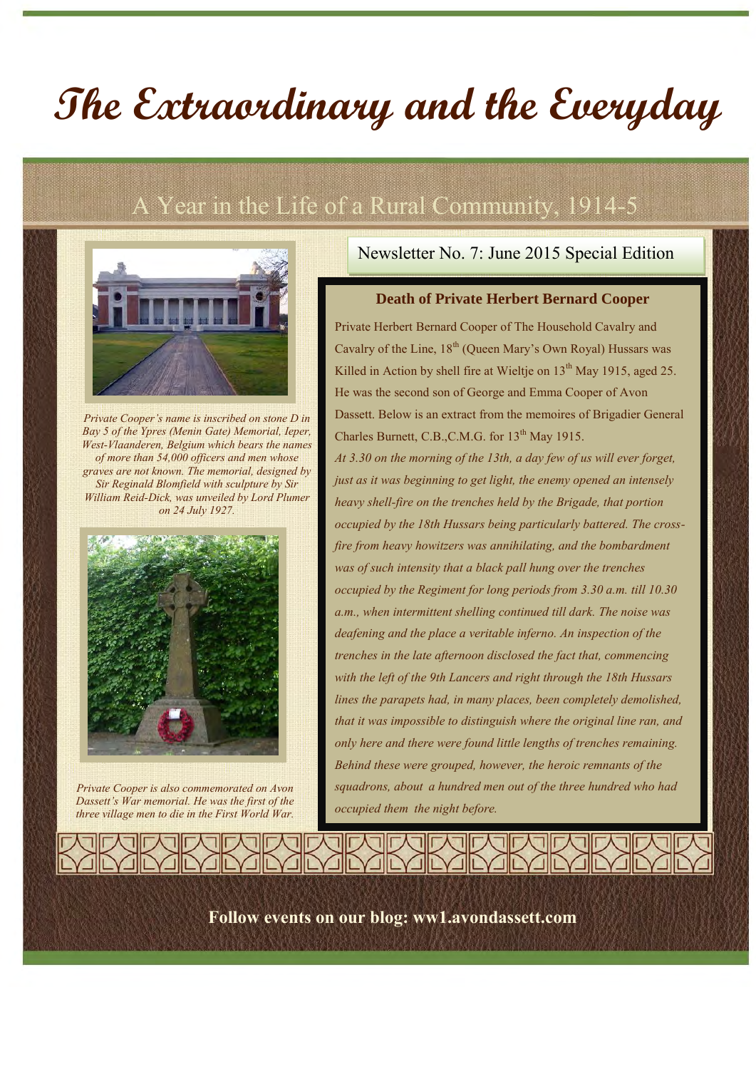# The Extraordinary and the Everyday

## A Year in the Life of a Rural Community, 1914-5

Newsletter No. 7: June 2015 Special Edition

### Death of Private Herbert Bernard Cooper

Private Herbert Bernard Cooper of The Household Cavalry and Cavalry of the Line, 18th (Queen Mary's Own Royal) Hussars was Killed in Action by shell fire at Wieltje on 13th May 1915, aged 25. He was the second son of George and Emma Cooper of Avon Dassett. Below is an extract from the memoires of Brigadier General Charles Burnett, C.B.,C.M.G. for 13th May 1915.

*At 3.30 on the morning of the 13th, a day few of us will ever forget, just as it was beginning to get light, the enemy opened an intensely heavy shell-fire on the trenches held by the Brigade, that portion occupied by the 18th Hussars being particularly battered. The cross-fire from heavy howitzers was annihilating, and the bombardment was of such intensity that a black pall hung over the trenches occupied by the Regiment for long periods from 3.30 a.m. till 10.30 a.m., when intermittent shelling continued till dark. The noise was deafening and the place a veritable inferno. An inspection of the trenches in the late afternoon disclosed the fact that, commencing with the left of the 9th Lancers and right through the 18th Hussars lines the parapets had, in many places, been completely demolished, that it was impossible to distinguish where the original line ran, and only here and there were found little lengths of trenches remaining. Behind these were grouped, however, the heroic remnants of the squadrons, about a hundred men out of the three hundred who had occupied them the night before.*

*Private Cooper's name is inscribed on stone D in Bay 5 of the Ypres (Menin Gate) Memorial, Ieper, West-Vlaanderen, Belgium which bears the names of more than 54,000 officers and men whose graves are not known. The memorial, designed by Sir Reginald Blomfield with sculpture by Sir William Reid-Dick, was unveiled by Lord Plumer on 24 July 1927.*

*Private Cooper is also commemorated on Avon Dassett's War memorial. He was the first of the three village men to die in the First World War.*

**Follow events on our blog: ww1.avondassett.com**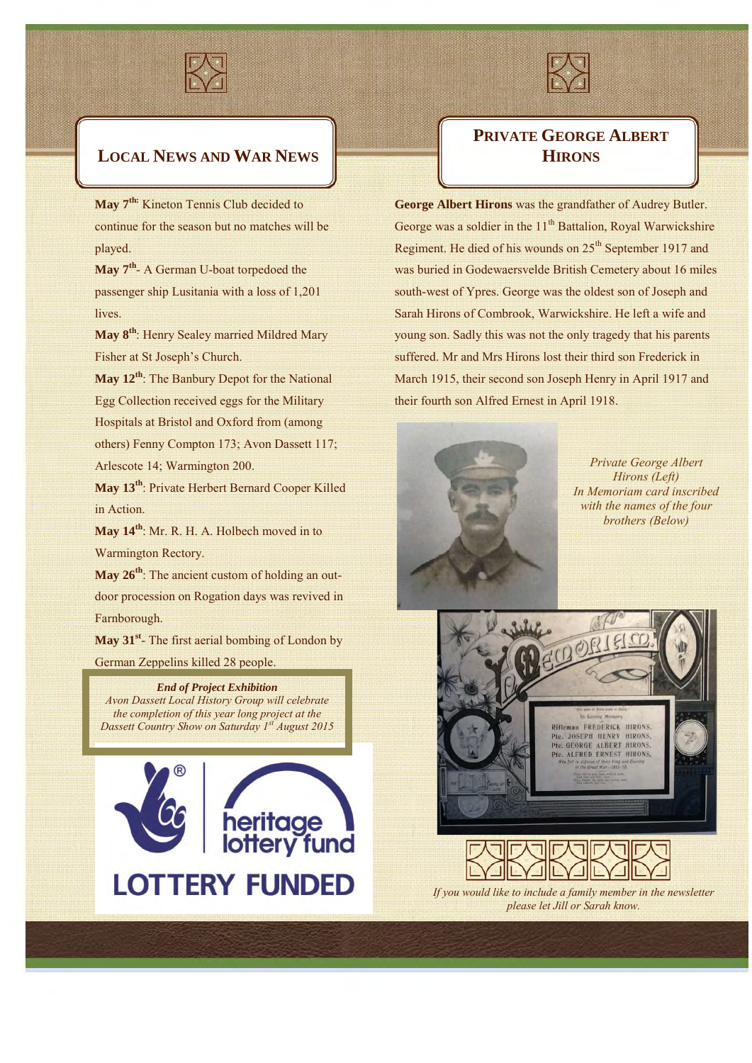## Local News and War News

**May 7th:** Kineton Tennis Club decided to continue for the season but no matches will be played.

**May 7th**- A German U-boat torpedoed the passenger ship Lusitania with a loss of 1,201 lives.

**May 8th**: Henry Sealey married Mildred Mary Fisher at St Joseph's Church.

**May 12th**: The Banbury Depot for the National Egg Collection received eggs for the Military Hospitals at Bristol and Oxford from (among others) Fenny Compton 173; Avon Dassett 117; Arlescote 14; Warmington 200.

**May 13th**: Private Herbert Bernard Cooper Killed in Action.

**May 14th**: Mr. R. H. A. Holbech moved in to Warmington Rectory.

**May 26th**: The ancient custom of holding an out-door procession on Rogation days was revived in Farnborough.

**May 31st**- The first aerial bombing of London by German Zeppelins killed 28 people.

***End of Project Exhibition***
*Avon Dassett Local History Group will celebrate the completion of this year long project at the Dassett Country Show on Saturday 1st August 2015*

heritage lottery fund
LOTTERY FUNDED

## Private George Albert Hirons

**George Albert Hirons** was the grandfather of Audrey Butler. George was a soldier in the 11th Battalion, Royal Warwickshire Regiment. He died of his wounds on 25th September 1917 and was buried in Godewaersvelde British Cemetery about 16 miles south-west of Ypres. George was the oldest son of Joseph and Sarah Hirons of Combrook, Warwickshire. He left a wife and young son. Sadly this was not the only tragedy that his parents suffered. Mr and Mrs Hirons lost their third son Frederick in March 1915, their second son Joseph Henry in April 1917 and their fourth son Alfred Ernest in April 1918.

*Private George Albert Hirons (Left)*
*In Memoriam card inscribed with the names of the four brothers (Below)*

*If you would like to include a family member in the newsletter please let Jill or Sarah know.*